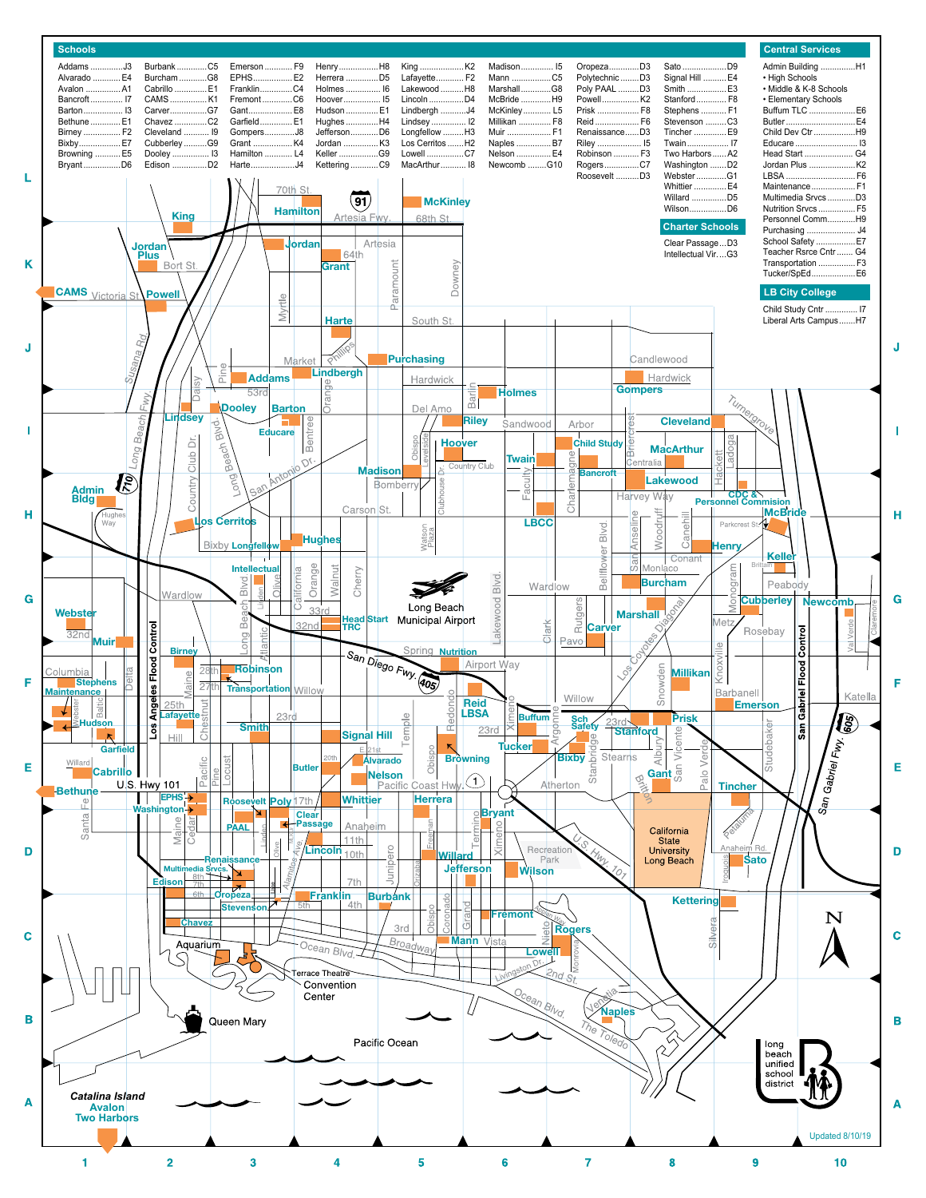## Schools

| | | | | | | | |
|---|---|---|---|---|---|---|---|
| Addams ............ J3 | Burbank ............ C5 | Emerson ............ F9 | Henry ............ H8 | King ............ K2 | Madison ............ I5 | Oropeza ............ D3 | Sato ............ D9 |
| Alvarado ............ E4 | Burcham ............ G8 | EPHS ............ E2 | Herrera ............ D5 | Lafayette ............ F2 | Mann ............ C5 | Polytechnic ............ D3 | Signal Hill ............ E4 |
| Avalon ............ A1 | Cabrillo ............ E1 | Franklin ............ C4 | Holmes ............ I6 | Lakewood ............ H8 | Marshall ............ G8 | Poly PAAL ............ D3 | Smith ............ E3 |
| Bancroft ............ I7 | CAMS ............ K1 | Fremont ............ C6 | Hoover ............ I5 | Lincoln ............ D4 | McBride ............ H9 | Powell ............ K2 | Stanford ............ F8 |
| Barton ............ I3 | Carver ............ G7 | Gant ............ E8 | Hudson ............ E1 | Lindbergh ............ J4 | McKinley ............ L5 | Prisk ............ F8 | Stephens ............ F1 |
| Bethune ............ E1 | Chavez ............ C2 | Garfield ............ E1 | Hughes ............ H4 | Lindsey ............ I2 | Millikan ............ F8 | Reid ............ F6 | Stevenson ............ C3 |
| Birney ............ F2 | Cleveland ............ I9 | Gompers ............ J8 | Jefferson ............ D6 | Longfellow ............ H3 | Muir ............ F1 | Renaissance ............ D3 | Tincher ............ E9 |
| Bixby ............ E7 | Cubberley ............ G9 | Grant ............ K4 | Jordan ............ K3 | Los Cerritos ............ H2 | Naples ............ B7 | Riley ............ I5 | Twain ............ I7 |
| Browning ............ E5 | Dooley ............ I3 | Hamilton ............ L4 | Keller ............ G9 | Lowell ............ C7 | Nelson ............ E4 | Robinson ............ F3 | Two Harbors ............ A2 |
| Bryant ............ D6 | Edison ............ D2 | Harte ............ J4 | Kettering ............ C9 | MacArthur ............ I8 | Newcomb ............ G10 | Rogers ............ C7 | Washington ............ D2 |
| | | | | | | Roosevelt ............ D3 | Webster ............ G1 |
| | | | | | | | Whittier ............ E4 |
| | | | | | | | Willard ............ D5 |
| | | | | | | | Wilson ............ D6 |

## Charter Schools

- Clear Passage ... D3
- Intellectual Vir. ... G3

## Central Services

- Admin Building ............ H1
  - High Schools
  - Middle & K-8 Schools
  - Elementary Schools
- Buffum TLC ............ E6
- Butler ............ E4
- Child Dev Ctr ............ H9
- Educare ............ I3
- Head Start ............ G4
- Jordan Plus ............ K2
- LBSA ............ F6
- Maintenance ............ F1
- Multimedia Srvcs ............ D3
- Nutrition Srvcs ............ F5
- Personnel Comm ............ H9
- Purchasing ............ J4
- School Safety ............ E7
- Teacher Rsrce Cntr ............ G4
- Transportation ............ F3
- Tucker/SpEd ............ E6

## LB City College

- Child Study Cntr ............ I7
- Liberal Arts Campus ............ H7

long beach unified school district

Updated 8/10/19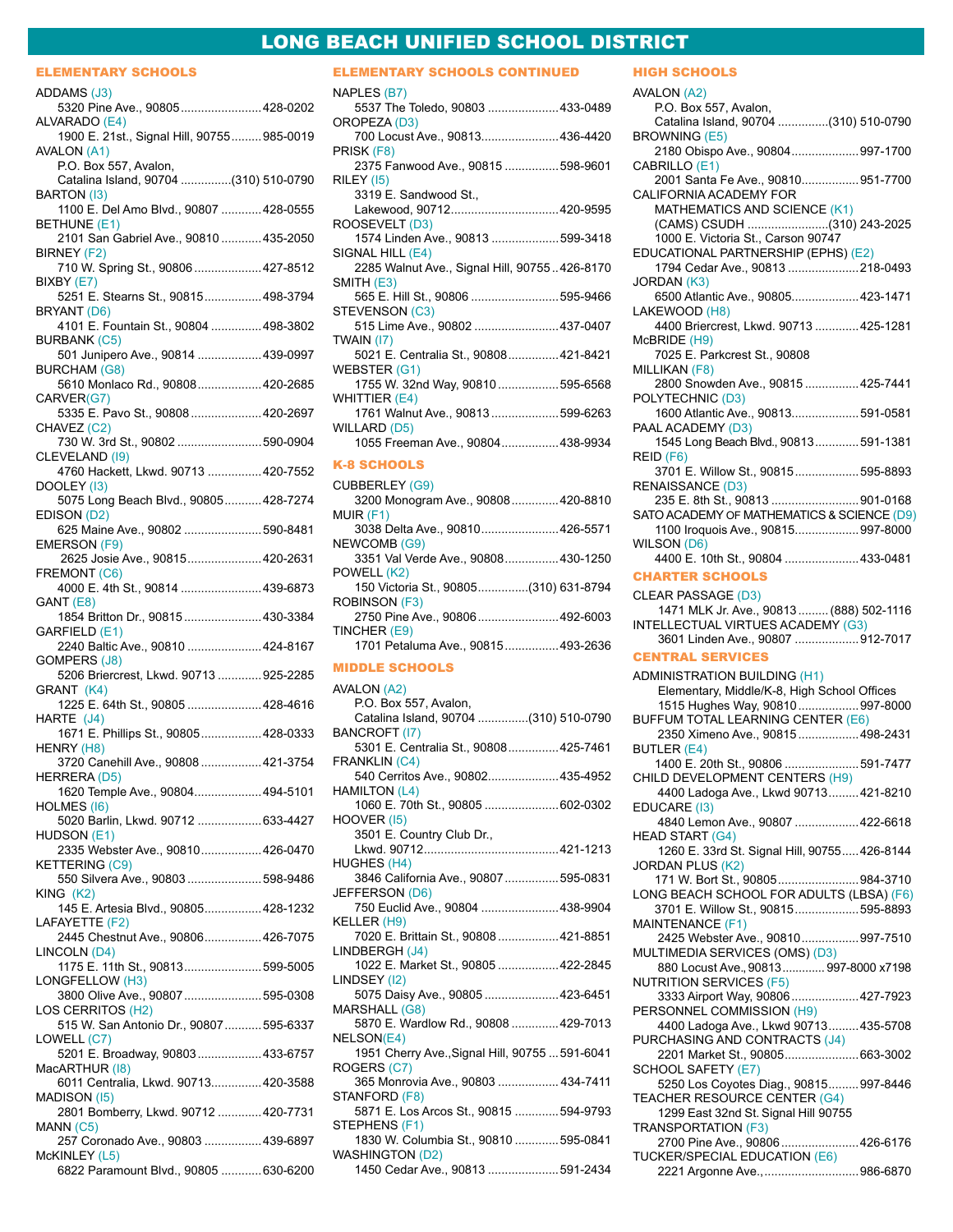# LONG BEACH UNIFIED SCHOOL DISTRICT

## ELEMENTARY SCHOOLS

ADDAMS (J3)
5320 Pine Ave., 90805 ........................ 428-0202

ALVARADO (E4)
1900 E. 21st., Signal Hill, 90755 ......... 985-0019

AVALON (A1)
P.O. Box 557, Avalon,
Catalina Island, 90704 ...............(310) 510-0790

BARTON (I3)
1100 E. Del Amo Blvd., 90807 ............ 428-0555

BETHUNE (E1)
2101 San Gabriel Ave., 90810 ............ 435-2050

BIRNEY (F2)
710 W. Spring St., 90806 .................... 427-8512

BIXBY (E7)
5251 E. Stearns St., 90815 ................. 498-3794

BRYANT (D6)
4101 E. Fountain St., 90804 ............... 498-3802

BURBANK (C5)
501 Junipero Ave., 90814 ................... 439-0997

BURCHAM (G8)
5610 Monlaco Rd., 90808 ................... 420-2685

CARVER(G7)
5335 E. Pavo St., 90808 ..................... 420-2697

CHAVEZ (C2)
730 W. 3rd St., 90802 ......................... 590-0904

CLEVELAND (I9)
4760 Hackett, Lkwd. 90713 ................ 420-7552

DOOLEY (I3)
5075 Long Beach Blvd., 90805 ........... 428-7274

EDISON (D2)
625 Maine Ave., 90802 ....................... 590-8481

EMERSON (F9)
2625 Josie Ave., 90815 ...................... 420-2631

FREMONT (C6)
4000 E. 4th St., 90814 ........................ 439-6873

GANT (E8)
1854 Britton Dr., 90815 ....................... 430-3384

GARFIELD (E1)
2240 Baltic Ave., 90810 ...................... 424-8167

GOMPERS (J8)
5206 Briercrest, Lkwd. 90713 ............. 925-2285

GRANT (K4)
1225 E. 64th St., 90805 ...................... 428-4616

HARTE (J4)
1671 E. Phillips St., 90805 .................. 428-0333

HENRY (H8)
3720 Canehill Ave., 90808 .................. 421-3754

HERRERA (D5)
1620 Temple Ave., 90804 .................... 494-5101

HOLMES (I6)
5020 Barlin, Lkwd. 90712 ................... 633-4427

HUDSON (E1)
2335 Webster Ave., 90810 .................. 426-0470

KETTERING (C9)
550 Silvera Ave., 90803 ...................... 598-9486

KING (K2)
145 E. Artesia Blvd., 90805 ................. 428-1232

LAFAYETTE (F2)
2445 Chestnut Ave., 90806 ................. 426-7075

LINCOLN (D4)
1175 E. 11th St., 90813 ....................... 599-5005

LONGFELLOW (H3)
3800 Olive Ave., 90807 ....................... 595-0308

LOS CERRITOS (H2)
515 W. San Antonio Dr., 90807 ........... 595-6337

LOWELL (C7)
5201 E. Broadway, 90803 ................... 433-6757

MacARTHUR (I8)
6011 Centralia, Lkwd. 90713 ............... 420-3588

MADISON (I5)
2801 Bomberry, Lkwd. 90712 ............. 420-7731

MANN (C5)
257 Coronado Ave., 90803 ................. 439-6897

McKINLEY (L5)
6822 Paramount Blvd., 90805 ............ 630-6200

## ELEMENTARY SCHOOLS CONTINUED

NAPLES (B7)
5537 The Toledo, 90803 ..................... 433-0489

OROPEZA (D3)
700 Locust Ave., 90813 ....................... 436-4420

PRISK (F8)
2375 Fanwood Ave., 90815 ................ 598-9601

RILEY (I5)
3319 E. Sandwood St.,
Lakewood, 90712 ................................ 420-9595

ROOSEVELT (D3)
1574 Linden Ave., 90813 .................... 599-3418

SIGNAL HILL (E4)
2285 Walnut Ave., Signal Hill, 90755 .. 426-8170

SMITH (E3)
565 E. Hill St., 90806 .......................... 595-9466

STEVENSON (C3)
515 Lime Ave., 90802 ......................... 437-0407

TWAIN (I7)
5021 E. Centralia St., 90808 ............... 421-8421

WEBSTER (G1)
1755 W. 32nd Way, 90810 .................. 595-6568

WHITTIER (E4)
1761 Walnut Ave., 90813 .................... 599-6263

WILLARD (D5)
1055 Freeman Ave., 90804 ................. 438-9934

## K-8 SCHOOLS

CUBBERLEY (G9)
3200 Monogram Ave., 90808 .............. 420-8810

MUIR (F1)
3038 Delta Ave., 90810 ....................... 426-5571

NEWCOMB (G9)
3351 Val Verde Ave., 90808 ................ 430-1250

POWELL (K2)
150 Victoria St., 90805 ...............(310) 631-8794

ROBINSON (F3)
2750 Pine Ave., 90806 ........................ 492-6003

TINCHER (E9)
1701 Petaluma Ave., 90815 ................ 493-2636

## MIDDLE SCHOOLS

AVALON (A2)
P.O. Box 557, Avalon,
Catalina Island, 90704 ...............(310) 510-0790

BANCROFT (I7)
5301 E. Centralia St., 90808 ............... 425-7461

FRANKLIN (C4)
540 Cerritos Ave., 90802 ..................... 435-4952

HAMILTON (L4)
1060 E. 70th St., 90805 ...................... 602-0302

HOOVER (I5)
3501 E. Country Club Dr.,
Lkwd. 90712 ........................................ 421-1213

HUGHES (H4)
3846 California Ave., 90807 ................ 595-0831

JEFFERSON (D6)
750 Euclid Ave., 90804 ....................... 438-9904

KELLER (H9)
7020 E. Brittain St., 90808 .................. 421-8851

LINDBERGH (J4)
1022 E. Market St., 90805 ................. 422-2845

LINDSEY (I2)
5075 Daisy Ave., 90805 ...................... 423-6451

MARSHALL (G8)
5870 E. Wardlow Rd., 90808 ............. 429-7013

NELSON(E4)
1951 Cherry Ave.,Signal Hill, 90755 ... 591-6041

ROGERS (C7)
365 Monrovia Ave., 90803 .................. 434-7411

STANFORD (F8)
5871 E. Los Arcos St., 90815 ............. 594-9793

STEPHENS (F1)
1830 W. Columbia St., 90810 ............. 595-0841

WASHINGTON (D2)
1450 Cedar Ave., 90813 ..................... 591-2434

## HIGH SCHOOLS

AVALON (A2)
P.O. Box 557, Avalon,
Catalina Island, 90704 ...............(310) 510-0790

BROWNING (E5)
2180 Obispo Ave., 90804 .................... 997-1700

CABRILLO (E1)
2001 Santa Fe Ave., 90810 ................. 951-7700

CALIFORNIA ACADEMY FOR
MATHEMATICS AND SCIENCE (K1)
(CAMS) CSUDH ........................(310) 243-2025
1000 E. Victoria St., Carson 90747

EDUCATIONAL PARTNERSHIP (EPHS) (E2)
1794 Cedar Ave., 90813 ..................... 218-0493

JORDAN (K3)
6500 Atlantic Ave., 90805 .................... 423-1471

LAKEWOOD (H8)
4400 Briercrest, Lkwd. 90713 ............. 425-1281

McBRIDE (H9)
7025 E. Parkcrest St., 90808

MILLIKAN (F8)
2800 Snowden Ave., 90815 ................ 425-7441

POLYTECHNIC (D3)
1600 Atlantic Ave., 90813 .................... 591-0581

PAAL ACADEMY (D3)
1545 Long Beach Blvd., 90813 ............ 591-1381

REID (F6)
3701 E. Willow St., 90815 ................... 595-8893

RENAISSANCE (D3)
235 E. 8th St., 90813 .......................... 901-0168

SATO ACADEMY OF MATHEMATICS & SCIENCE (D9)
1100 Iroquois Ave., 90815 ................... 997-8000

WILSON (D6)
4400 E. 10th St., 90804 ...................... 433-0481

## CHARTER SCHOOLS

CLEAR PASSAGE (D3)
1471 MLK Jr. Ave., 90813 ......... (888) 502-1116

INTELLECTUAL VIRTUES ACADEMY (G3)
3601 Linden Ave., 90807 ................... 912-7017

## CENTRAL SERVICES

ADMINISTRATION BUILDING (H1)
Elementary, Middle/K-8, High School Offices
1515 Hughes Way, 90810 .................. 997-8000

BUFFUM TOTAL LEARNING CENTER (E6)
2350 Ximeno Ave., 90815 .................. 498-2431

BUTLER (E4)
1400 E. 20th St., 90806 ...................... 591-7477

CHILD DEVELOPMENT CENTERS (H9)
4400 Ladoga Ave., Lkwd 90713 ......... 421-8210

EDUCARE (I3)
4840 Lemon Ave., 90807 ................... 422-6618

HEAD START (G4)
1260 E. 33rd St. Signal Hill, 90755 ..... 426-8144

JORDAN PLUS (K2)
171 W. Bort St., 90805 ........................ 984-3710

LONG BEACH SCHOOL FOR ADULTS (LBSA) (F6)
3701 E. Willow St., 90815 ................... 595-8893

MAINTENANCE (F1)
2425 Webster Ave., 90810 ................. 997-7510

MULTIMEDIA SERVICES (OMS) (D3)
880 Locust Ave., 90813 ............ 997-8000 x7198

NUTRITION SERVICES (F5)
3333 Airport Way, 90806 .................... 427-7923

PERSONNEL COMMISSION (H9)
4400 Ladoga Ave., Lkwd 90713 ......... 435-5708

PURCHASING AND CONTRACTS (J4)
2201 Market St., 90805 ...................... 663-3002

SCHOOL SAFETY (E7)
5250 Los Coyotes Diag., 90815 ......... 997-8446

TEACHER RESOURCE CENTER (G4)
1299 East 32nd St. Signal Hill 90755

TRANSPORTATION (F3)
2700 Pine Ave., 90806 ....................... 426-6176

TUCKER/SPECIAL EDUCATION (E6)
2221 Argonne Ave., ........................... 986-6870